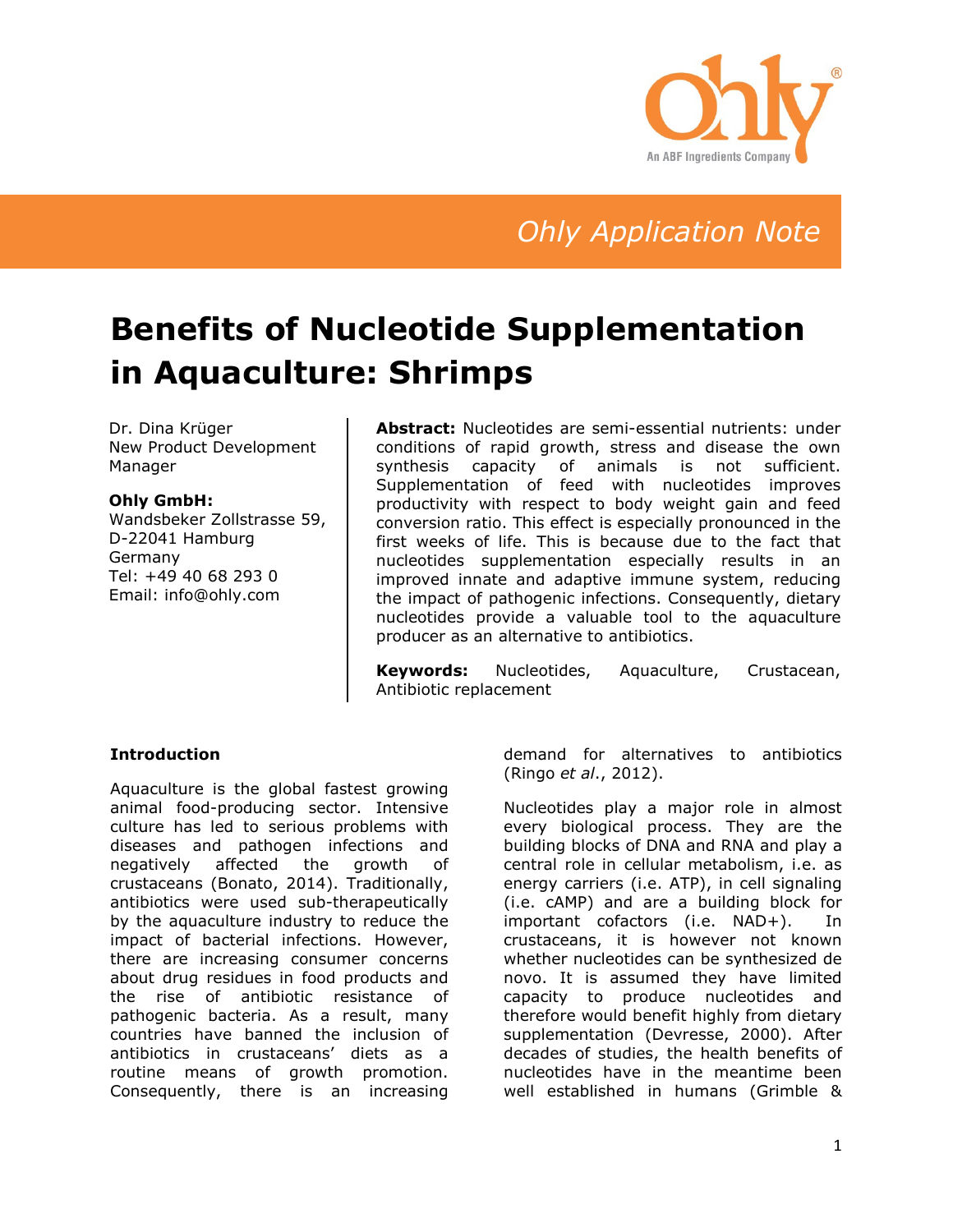Ohly Application Note

# Benefits of Nucleotide Supplementation in Aquaculture: Shrimps

Dr. Dina Krüger
New Product Development Manager

**Ohly GmbH:**
Wandsbeker Zollstrasse 59,
D-22041 Hamburg
Germany
Tel: +49 40 68 293 0
Email: info@ohly.com

**Abstract:** Nucleotides are semi-essential nutrients: under conditions of rapid growth, stress and disease the own synthesis capacity of animals is not sufficient. Supplementation of feed with nucleotides improves productivity with respect to body weight gain and feed conversion ratio. This effect is especially pronounced in the first weeks of life. This is because due to the fact that nucleotides supplementation especially results in an improved innate and adaptive immune system, reducing the impact of pathogenic infections. Consequently, dietary nucleotides provide a valuable tool to the aquaculture producer as an alternative to antibiotics.

**Keywords:** Nucleotides, Aquaculture, Crustacean, Antibiotic replacement

### Introduction

Aquaculture is the global fastest growing animal food-producing sector. Intensive culture has led to serious problems with diseases and pathogen infections and negatively affected the growth of crustaceans (Bonato, 2014). Traditionally, antibiotics were used sub-therapeutically by the aquaculture industry to reduce the impact of bacterial infections. However, there are increasing consumer concerns about drug residues in food products and the rise of antibiotic resistance of pathogenic bacteria. As a result, many countries have banned the inclusion of antibiotics in crustaceans' diets as a routine means of growth promotion. Consequently, there is an increasing demand for alternatives to antibiotics (Ringo *et al*., 2012).

Nucleotides play a major role in almost every biological process. They are the building blocks of DNA and RNA and play a central role in cellular metabolism, i.e. as energy carriers (i.e. ATP), in cell signaling (i.e. cAMP) and are a building block for important cofactors (i.e. NAD+). In crustaceans, it is however not known whether nucleotides can be synthesized de novo. It is assumed they have limited capacity to produce nucleotides and therefore would benefit highly from dietary supplementation (Devresse, 2000). After decades of studies, the health benefits of nucleotides have in the meantime been well established in humans (Grimble &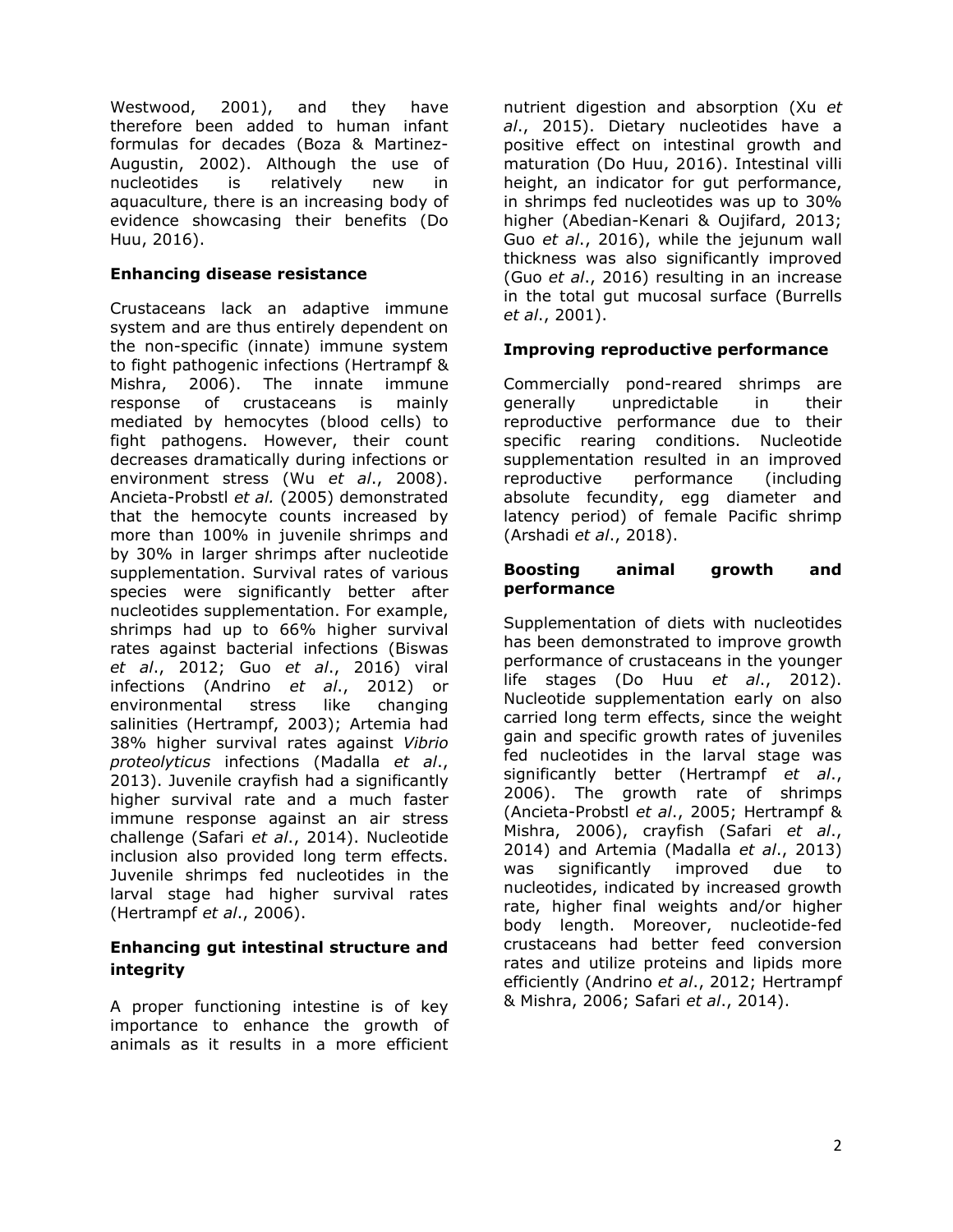Westwood, 2001), and they have therefore been added to human infant formulas for decades (Boza & Martinez-Augustin, 2002). Although the use of nucleotides is relatively new in aquaculture, there is an increasing body of evidence showcasing their benefits (Do Huu, 2016).

**Enhancing disease resistance**

Crustaceans lack an adaptive immune system and are thus entirely dependent on the non-specific (innate) immune system to fight pathogenic infections (Hertrampf & Mishra, 2006). The innate immune response of crustaceans is mainly mediated by hemocytes (blood cells) to fight pathogens. However, their count decreases dramatically during infections or environment stress (Wu *et al*., 2008). Ancieta-Probstl *et al.* (2005) demonstrated that the hemocyte counts increased by more than 100% in juvenile shrimps and by 30% in larger shrimps after nucleotide supplementation. Survival rates of various species were significantly better after nucleotides supplementation. For example, shrimps had up to 66% higher survival rates against bacterial infections (Biswas *et al*., 2012; Guo *et al*., 2016) viral infections (Andrino *et al*., 2012) or environmental stress like changing salinities (Hertrampf, 2003); Artemia had 38% higher survival rates against *Vibrio proteolyticus* infections (Madalla *et al*., 2013). Juvenile crayfish had a significantly higher survival rate and a much faster immune response against an air stress challenge (Safari *et al*., 2014). Nucleotide inclusion also provided long term effects. Juvenile shrimps fed nucleotides in the larval stage had higher survival rates (Hertrampf *et al*., 2006).

**Enhancing gut intestinal structure and integrity**

A proper functioning intestine is of key importance to enhance the growth of animals as it results in a more efficient nutrient digestion and absorption (Xu *et al*., 2015). Dietary nucleotides have a positive effect on intestinal growth and maturation (Do Huu, 2016). Intestinal villi height, an indicator for gut performance, in shrimps fed nucleotides was up to 30% higher (Abedian-Kenari & Oujifard, 2013; Guo *et al*., 2016), while the jejunum wall thickness was also significantly improved (Guo *et al*., 2016) resulting in an increase in the total gut mucosal surface (Burrells *et al*., 2001).

**Improving reproductive performance**

Commercially pond-reared shrimps are generally unpredictable in their reproductive performance due to their specific rearing conditions. Nucleotide supplementation resulted in an improved reproductive performance (including absolute fecundity, egg diameter and latency period) of female Pacific shrimp (Arshadi *et al*., 2018).

**Boosting animal growth and performance**

Supplementation of diets with nucleotides has been demonstrated to improve growth performance of crustaceans in the younger life stages (Do Huu *et al*., 2012). Nucleotide supplementation early on also carried long term effects, since the weight gain and specific growth rates of juveniles fed nucleotides in the larval stage was significantly better (Hertrampf *et al*., 2006). The growth rate of shrimps (Ancieta-Probstl *et al*., 2005; Hertrampf & Mishra, 2006), crayfish (Safari *et al*., 2014) and Artemia (Madalla *et al*., 2013) was significantly improved due to nucleotides, indicated by increased growth rate, higher final weights and/or higher body length. Moreover, nucleotide-fed crustaceans had better feed conversion rates and utilize proteins and lipids more efficiently (Andrino *et al*., 2012; Hertrampf & Mishra, 2006; Safari *et al*., 2014).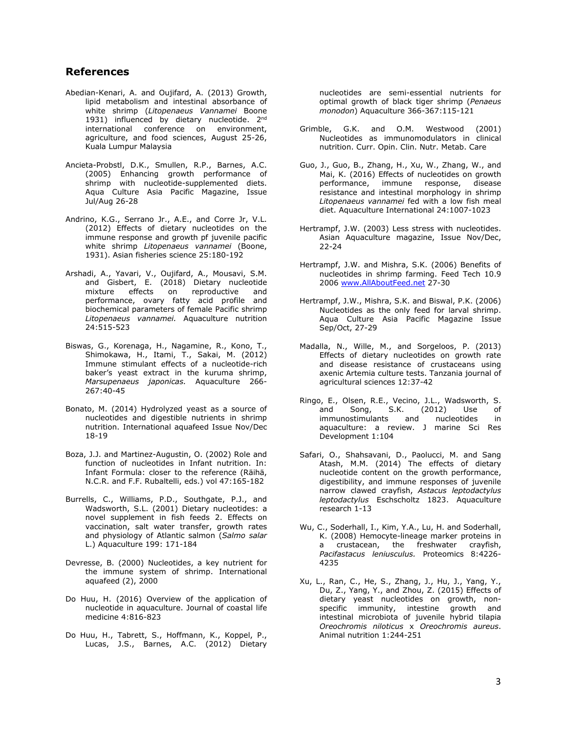## References

Abedian-Kenari, A. and Oujifard, A. (2013) Growth, lipid metabolism and intestinal absorbance of white shrimp (*Litopenaeus Vannamei* Boone 1931) influenced by dietary nucleotide. 2nd international conference on environment, agriculture, and food sciences, August 25-26, Kuala Lumpur Malaysia

Ancieta-Probstl, D.K., Smullen, R.P., Barnes, A.C. (2005) Enhancing growth performance of shrimp with nucleotide-supplemented diets. Aqua Culture Asia Pacific Magazine, Issue Jul/Aug 26-28

Andrino, K.G., Serrano Jr., A.E., and Corre Jr, V.L. (2012) Effects of dietary nucleotides on the immune response and growth pf juvenile pacific white shrimp *Litopenaeus vannamei* (Boone, 1931). Asian fisheries science 25:180-192

Arshadi, A., Yavari, V., Oujifard, A., Mousavi, S.M. and Gisbert, E. (2018) Dietary nucleotide mixture effects on reproductive and performance, ovary fatty acid profile and biochemical parameters of female Pacific shrimp *Litopenaeus vannamei.* Aquaculture nutrition 24:515-523

Biswas, G., Korenaga, H., Nagamine, R., Kono, T., Shimokawa, H., Itami, T., Sakai, M. (2012) Immune stimulant effects of a nucleotide-rich baker's yeast extract in the kuruma shrimp, *Marsupenaeus japonicas.* Aquaculture 266-267:40-45

Bonato, M. (2014) Hydrolyzed yeast as a source of nucleotides and digestible nutrients in shrimp nutrition. International aquafeed Issue Nov/Dec 18-19

Boza, J.J. and Martinez-Augustin, O. (2002) Role and function of nucleotides in Infant nutrition. In: Infant Formula: closer to the reference (Räihä, N.C.R. and F.F. Rubaltelli, eds.) vol 47:165-182

Burrells, C., Williams, P.D., Southgate, P.J., and Wadsworth, S.L. (2001) Dietary nucleotides: a novel supplement in fish feeds 2. Effects on vaccination, salt water transfer, growth rates and physiology of Atlantic salmon (*Salmo salar* L.) Aquaculture 199: 171-184

Devresse, B. (2000) Nucleotides, a key nutrient for the immune system of shrimp. International aquafeed (2), 2000

Do Huu, H. (2016) Overview of the application of nucleotide in aquaculture. Journal of coastal life medicine 4:816-823

Do Huu, H., Tabrett, S., Hoffmann, K., Koppel, P., Lucas, J.S., Barnes, A.C. (2012) Dietary nucleotides are semi-essential nutrients for optimal growth of black tiger shrimp (*Penaeus monodon*) Aquaculture 366-367:115-121

Grimble, G.K. and O.M. Westwood (2001) Nucleotides as immunomodulators in clinical nutrition. Curr. Opin. Clin. Nutr. Metab. Care

Guo, J., Guo, B., Zhang, H., Xu, W., Zhang, W., and Mai, K. (2016) Effects of nucleotides on growth performance, immune response, disease resistance and intestinal morphology in shrimp *Litopenaeus vannamei* fed with a low fish meal diet. Aquaculture International 24:1007-1023

Hertrampf, J.W. (2003) Less stress with nucleotides. Asian Aquaculture magazine, Issue Nov/Dec, 22-24

Hertrampf, J.W. and Mishra, S.K. (2006) Benefits of nucleotides in shrimp farming. Feed Tech 10.9 2006 www.AllAboutFeed.net 27-30

Hertrampf, J.W., Mishra, S.K. and Biswal, P.K. (2006) Nucleotides as the only feed for larval shrimp. Aqua Culture Asia Pacific Magazine Issue Sep/Oct, 27-29

Madalla, N., Wille, M., and Sorgeloos, P. (2013) Effects of dietary nucleotides on growth rate and disease resistance of crustaceans using axenic Artemia culture tests. Tanzania journal of agricultural sciences 12:37-42

Ringo, E., Olsen, R.E., Vecino, J.L., Wadsworth, S. and Song, S.K. (2012) Use of immunostimulants and nucleotides in aquaculture: a review. J marine Sci Res Development 1:104

Safari, O., Shahsavani, D., Paolucci, M. and Sang Atash, M.M. (2014) The effects of dietary nucleotide content on the growth performance, digestibility, and immune responses of juvenile narrow clawed crayfish, *Astacus leptodactylus leptodactylus* Eschscholtz 1823. Aquaculture research 1-13

Wu, C., Soderhall, I., Kim, Y.A., Lu, H. and Soderhall, K. (2008) Hemocyte-lineage marker proteins in a crustacean, the freshwater crayfish, *Pacifastacus leniusculus.* Proteomics 8:4226-4235

Xu, L., Ran, C., He, S., Zhang, J., Hu, J., Yang, Y., Du, Z., Yang, Y., and Zhou, Z. (2015) Effects of dietary yeast nucleotides on growth, non-specific immunity, intestine growth and intestinal microbiota of juvenile hybrid tilapia *Oreochromis niloticus* x *Oreochromis aureus*. Animal nutrition 1:244-251